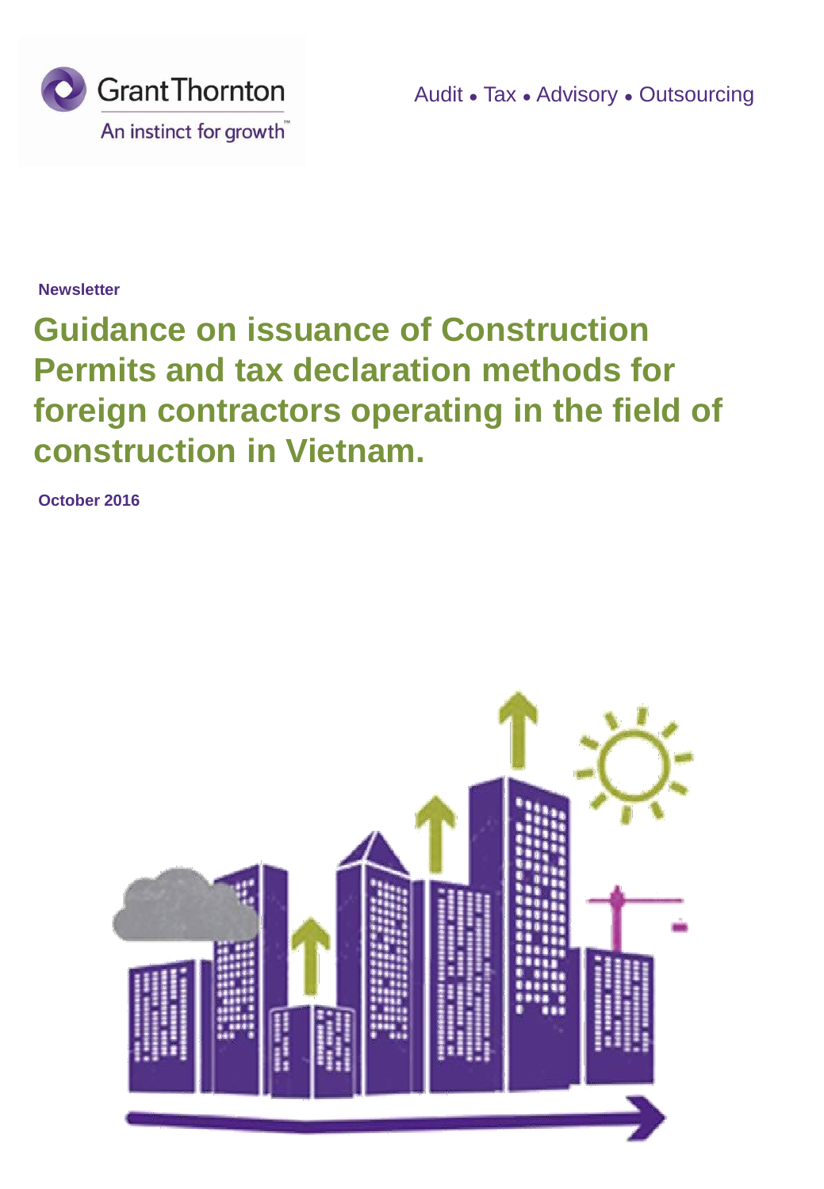Grant Thornton

An instinct for growth™

Audit • Tax • Advisory • Outsourcing

**Newsletter**

# Guidance on issuance of Construction Permits and tax declaration methods for foreign contractors operating in the field of construction in Vietnam.

**October 2016**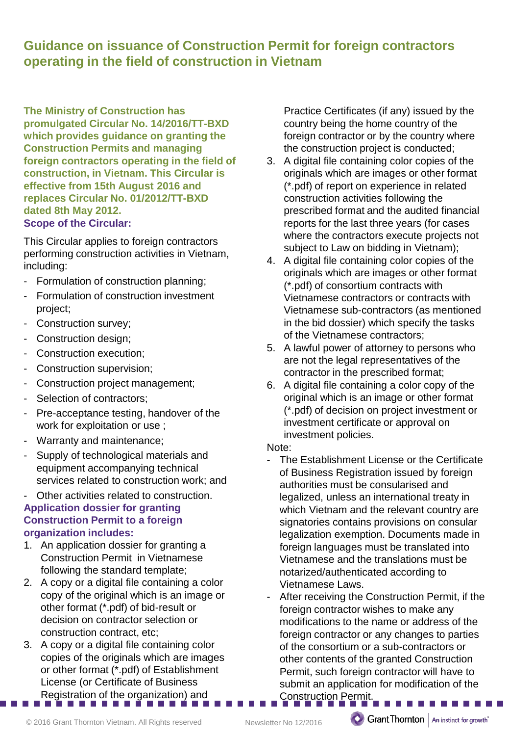# Guidance on issuance of Construction Permit for foreign contractors operating in the field of construction in Vietnam

**The Ministry of Construction has promulgated Circular No. 14/2016/TT-BXD which provides guidance on granting the Construction Permits and managing foreign contractors operating in the field of construction, in Vietnam. This Circular is effective from 15th August 2016 and replaces Circular No. 01/2012/TT-BXD dated 8th May 2012.**

### Scope of the Circular:

This Circular applies to foreign contractors performing construction activities in Vietnam, including:

- Formulation of construction planning;
- Formulation of construction investment project;
- Construction survey;
- Construction design;
- Construction execution;
- Construction supervision;
- Construction project management;
- Selection of contractors;
- Pre-acceptance testing, handover of the work for exploitation or use ;
- Warranty and maintenance;
- Supply of technological materials and equipment accompanying technical services related to construction work; and
- Other activities related to construction.

### Application dossier for granting Construction Permit to a foreign organization includes:

1. An application dossier for granting a Construction Permit in Vietnamese following the standard template;
2. A copy or a digital file containing a color copy of the original which is an image or other format (*.pdf) of bid-result or decision on contractor selection or construction contract, etc;
3. A copy or a digital file containing color copies of the originals which are images or other format (*.pdf) of Establishment License (or Certificate of Business Registration of the organization) and Practice Certificates (if any) issued by the country being the home country of the foreign contractor or by the country where the construction project is conducted;
3. A digital file containing color copies of the originals which are images or other format (*.pdf) of report on experience in related construction activities following the prescribed format and the audited financial reports for the last three years (for cases where the contractors execute projects not subject to Law on bidding in Vietnam);
4. A digital file containing color copies of the originals which are images or other format (*.pdf) of consortium contracts with Vietnamese contractors or contracts with Vietnamese sub-contractors (as mentioned in the bid dossier) which specify the tasks of the Vietnamese contractors;
5. A lawful power of attorney to persons who are not the legal representatives of the contractor in the prescribed format;
6. A digital file containing a color copy of the original which is an image or other format (*.pdf) of decision on project investment or investment certificate or approval on investment policies.

Note:

- The Establishment License or the Certificate of Business Registration issued by foreign authorities must be consularised and legalized, unless an international treaty in which Vietnam and the relevant country are signatories contains provisions on consular legalization exemption. Documents made in foreign languages must be translated into Vietnamese and the translations must be notarized/authenticated according to Vietnamese Laws.
- After receiving the Construction Permit, if the foreign contractor wishes to make any modifications to the name or address of the foreign contractor or any changes to parties of the consortium or a sub-contractors or other contents of the granted Construction Permit, such foreign contractor will have to submit an application for modification of the Construction Permit.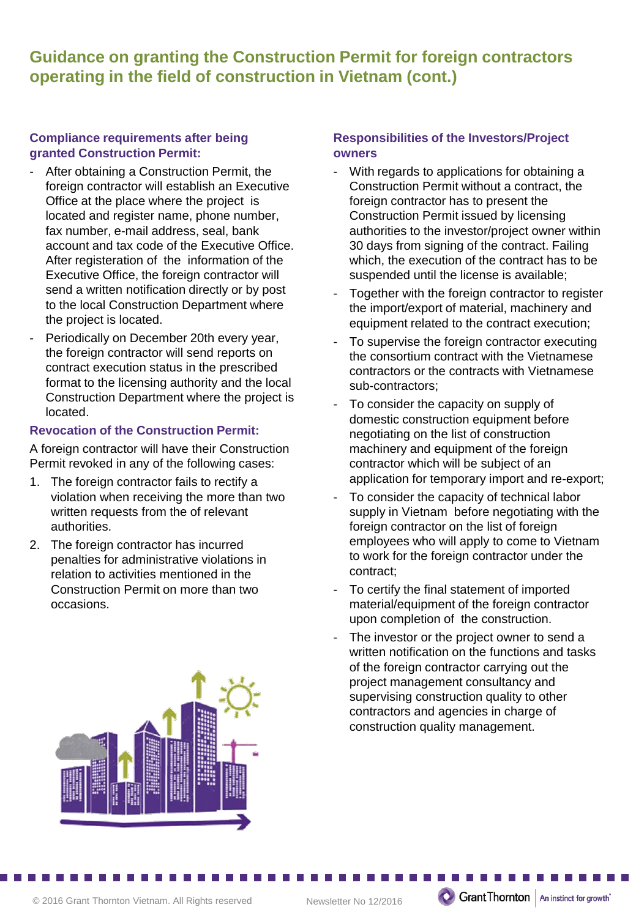# Guidance on granting the Construction Permit for foreign contractors operating in the field of construction in Vietnam (cont.)

### Compliance requirements after being granted Construction Permit:

- After obtaining a Construction Permit, the foreign contractor will establish an Executive Office at the place where the project is located and register name, phone number, fax number, e-mail address, seal, bank account and tax code of the Executive Office. After registeration of the information of the Executive Office, the foreign contractor will send a written notification directly or by post to the local Construction Department where the project is located.
- Periodically on December 20th every year, the foreign contractor will send reports on contract execution status in the prescribed format to the licensing authority and the local Construction Department where the project is located.

### Revocation of the Construction Permit:

A foreign contractor will have their Construction Permit revoked in any of the following cases:

1. The foreign contractor fails to rectify a violation when receiving the more than two written requests from the of relevant authorities.
2. The foreign contractor has incurred penalties for administrative violations in relation to activities mentioned in the Construction Permit on more than two occasions.

### Responsibilities of the Investors/Project owners

- With regards to applications for obtaining a Construction Permit without a contract, the foreign contractor has to present the Construction Permit issued by licensing authorities to the investor/project owner within 30 days from signing of the contract. Failing which, the execution of the contract has to be suspended until the license is available;
- Together with the foreign contractor to register the import/export of material, machinery and equipment related to the contract execution;
- To supervise the foreign contractor executing the consortium contract with the Vietnamese contractors or the contracts with Vietnamese sub-contractors;
- To consider the capacity on supply of domestic construction equipment before negotiating on the list of construction machinery and equipment of the foreign contractor which will be subject of an application for temporary import and re-export;
- To consider the capacity of technical labor supply in Vietnam before negotiating with the foreign contractor on the list of foreign employees who will apply to come to Vietnam to work for the foreign contractor under the contract;
- To certify the final statement of imported material/equipment of the foreign contractor upon completion of the construction.
- The investor or the project owner to send a written notification on the functions and tasks of the foreign contractor carrying out the project management consultancy and supervising construction quality to other contractors and agencies in charge of construction quality management.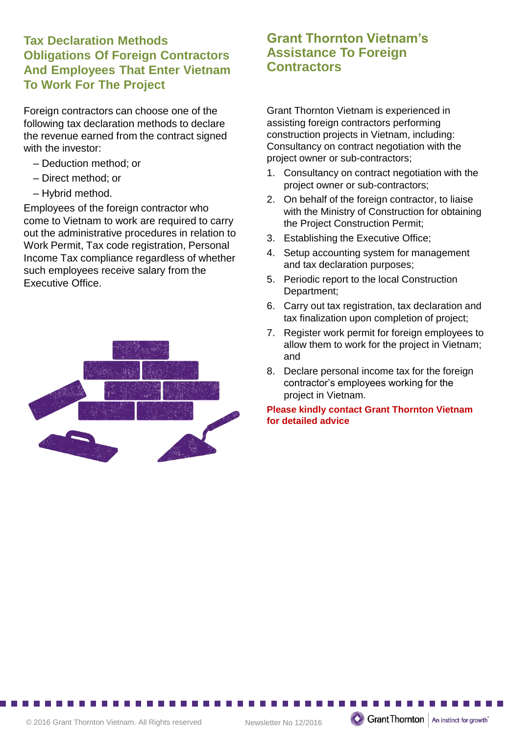## Tax Declaration Methods Obligations Of Foreign Contractors And Employees That Enter Vietnam To Work For The Project

Foreign contractors can choose one of the following tax declaration methods to declare the revenue earned from the contract signed with the investor:

- Deduction method; or
- Direct method; or
- Hybrid method.

Employees of the foreign contractor who come to Vietnam to work are required to carry out the administrative procedures in relation to Work Permit, Tax code registration, Personal Income Tax compliance regardless of whether such employees receive salary from the Executive Office.

## Grant Thornton Vietnam's Assistance To Foreign Contractors

Grant Thornton Vietnam is experienced in assisting foreign contractors performing construction projects in Vietnam, including: Consultancy on contract negotiation with the project owner or sub-contractors;

1. Consultancy on contract negotiation with the project owner or sub-contractors;
2. On behalf of the foreign contractor, to liaise with the Ministry of Construction for obtaining the Project Construction Permit;
3. Establishing the Executive Office;
4. Setup accounting system for management and tax declaration purposes;
5. Periodic report to the local Construction Department;
6. Carry out tax registration, tax declaration and tax finalization upon completion of project;
7. Register work permit for foreign employees to allow them to work for the project in Vietnam; and
8. Declare personal income tax for the foreign contractor's employees working for the project in Vietnam.

**Please kindly contact Grant Thornton Vietnam for detailed advice**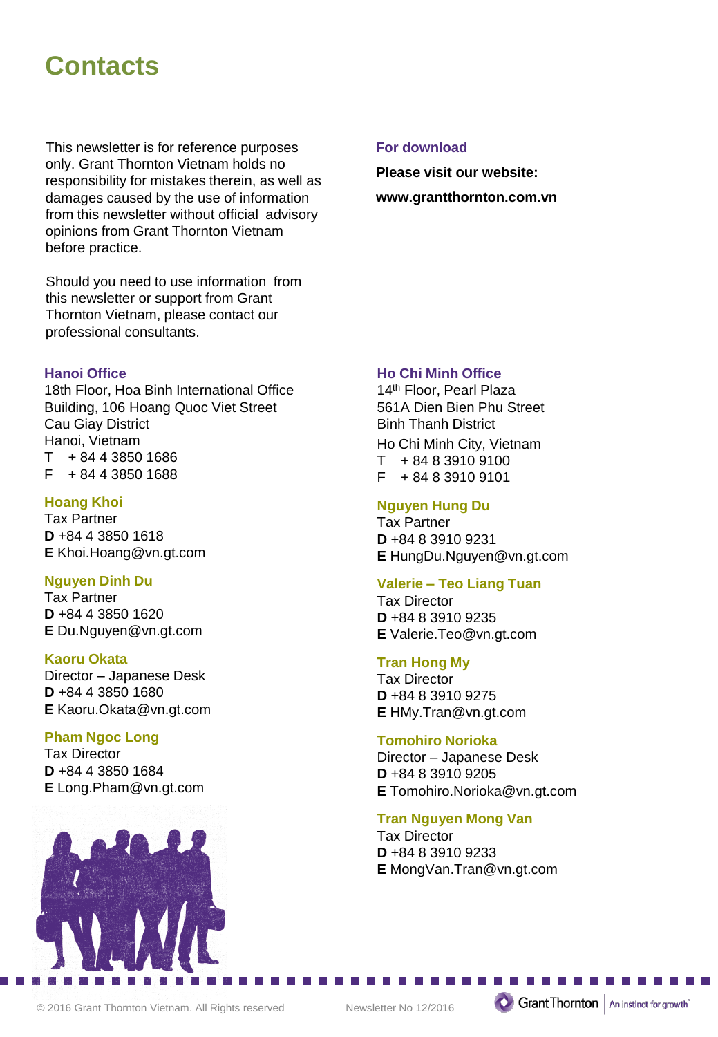# Contacts

This newsletter is for reference purposes only. Grant Thornton Vietnam holds no responsibility for mistakes therein, as well as damages caused by the use of information from this newsletter without official advisory opinions from Grant Thornton Vietnam before practice.

Should you need to use information from this newsletter or support from Grant Thornton Vietnam, please contact our professional consultants.

### For download

**Please visit our website:**

**www.grantthornton.com.vn**

### Hanoi Office

18th Floor, Hoa Binh International Office Building, 106 Hoang Quoc Viet Street
Cau Giay District
Hanoi, Vietnam
T + 84 4 3850 1686
F + 84 4 3850 1688

**Hoang Khoi**
Tax Partner
**D** +84 4 3850 1618
**E** Khoi.Hoang@vn.gt.com

**Nguyen Dinh Du**
Tax Partner
**D** +84 4 3850 1620
**E** Du.Nguyen@vn.gt.com

**Kaoru Okata**
Director – Japanese Desk
**D** +84 4 3850 1680
**E** Kaoru.Okata@vn.gt.com

**Pham Ngoc Long**
Tax Director
**D** +84 4 3850 1684
**E** Long.Pham@vn.gt.com

### Ho Chi Minh Office

14th Floor, Pearl Plaza
561A Dien Bien Phu Street
Binh Thanh District
Ho Chi Minh City, Vietnam
T + 84 8 3910 9100
F + 84 8 3910 9101

**Nguyen Hung Du**
Tax Partner
**D** +84 8 3910 9231
**E** HungDu.Nguyen@vn.gt.com

**Valerie – Teo Liang Tuan**
Tax Director
**D** +84 8 3910 9235
**E** Valerie.Teo@vn.gt.com

**Tran Hong My**
Tax Director
**D** +84 8 3910 9275
**E** HMy.Tran@vn.gt.com

**Tomohiro Norioka**
Director – Japanese Desk
**D** +84 8 3910 9205
**E** Tomohiro.Norioka@vn.gt.com

**Tran Nguyen Mong Van**
Tax Director
**D** +84 8 3910 9233
**E** MongVan.Tran@vn.gt.com